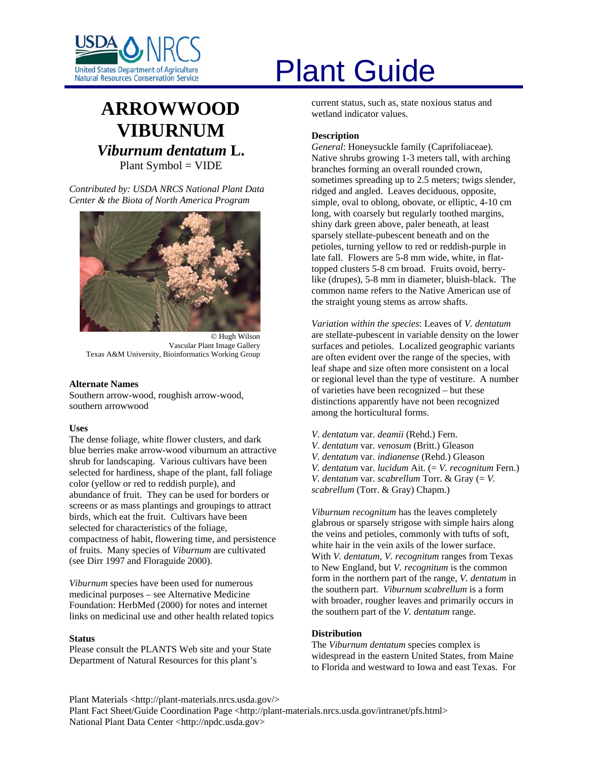# Plant Guide

# ARROWWOOD VIBURNUM

## *Viburnum dentatum* L.

Plant Symbol = VIDE

*Contributed by: USDA NRCS National Plant Data Center & the Biota of North America Program*

© Hugh Wilson
Vascular Plant Image Gallery
Texas A&M University, Bioinformatics Working Group

### Alternate Names

Southern arrow-wood, roughish arrow-wood, southern arrowwood

### Uses

The dense foliage, white flower clusters, and dark blue berries make arrow-wood viburnum an attractive shrub for landscaping. Various cultivars have been selected for hardiness, shape of the plant, fall foliage color (yellow or red to reddish purple), and abundance of fruit. They can be used for borders or screens or as mass plantings and groupings to attract birds, which eat the fruit. Cultivars have been selected for characteristics of the foliage, compactness of habit, flowering time, and persistence of fruits. Many species of *Viburnum* are cultivated (see Dirr 1997 and Floraguide 2000).

*Viburnum* species have been used for numerous medicinal purposes – see Alternative Medicine Foundation: HerbMed (2000) for notes and internet links on medicinal use and other health related topics

### Status

Please consult the PLANTS Web site and your State Department of Natural Resources for this plant's current status, such as, state noxious status and wetland indicator values.

### Description

*General*: Honeysuckle family (Caprifoliaceae). Native shrubs growing 1-3 meters tall, with arching branches forming an overall rounded crown, sometimes spreading up to 2.5 meters; twigs slender, ridged and angled. Leaves deciduous, opposite, simple, oval to oblong, obovate, or elliptic, 4-10 cm long, with coarsely but regularly toothed margins, shiny dark green above, paler beneath, at least sparsely stellate-pubescent beneath and on the petioles, turning yellow to red or reddish-purple in late fall. Flowers are 5-8 mm wide, white, in flat-topped clusters 5-8 cm broad. Fruits ovoid, berry-like (drupes), 5-8 mm in diameter, bluish-black. The common name refers to the Native American use of the straight young stems as arrow shafts.

*Variation within the species*: Leaves of *V. dentatum* are stellate-pubescent in variable density on the lower surfaces and petioles. Localized geographic variants are often evident over the range of the species, with leaf shape and size often more consistent on a local or regional level than the type of vestiture. A number of varieties have been recognized – but these distinctions apparently have not been recognized among the horticultural forms.

*V. dentatum* var. *deamii* (Rehd.) Fern.
*V. dentatum* var. *venosum* (Britt.) Gleason
*V. dentatum* var. *indianense* (Rehd.) Gleason
*V. dentatum* var. *lucidum* Ait. (= *V. recognitum* Fern.)
*V. dentatum* var. *scabrellum* Torr. & Gray (= *V. scabrellum* (Torr. & Gray) Chapm.)

*Viburnum recognitum* has the leaves completely glabrous or sparsely strigose with simple hairs along the veins and petioles, commonly with tufts of soft, white hair in the vein axils of the lower surface. With *V. dentatum*, *V. recognitum* ranges from Texas to New England, but *V. recognitum* is the common form in the northern part of the range, *V. dentatum* in the southern part. *Viburnum scabrellum* is a form with broader, rougher leaves and primarily occurs in the southern part of the *V. dentatum* range.

### Distribution

The *Viburnum dentatum* species complex is widespread in the eastern United States, from Maine to Florida and westward to Iowa and east Texas. For

Plant Materials <http://plant-materials.nrcs.usda.gov/>
Plant Fact Sheet/Guide Coordination Page <http://plant-materials.nrcs.usda.gov/intranet/pfs.html>
National Plant Data Center <http://npdc.usda.gov>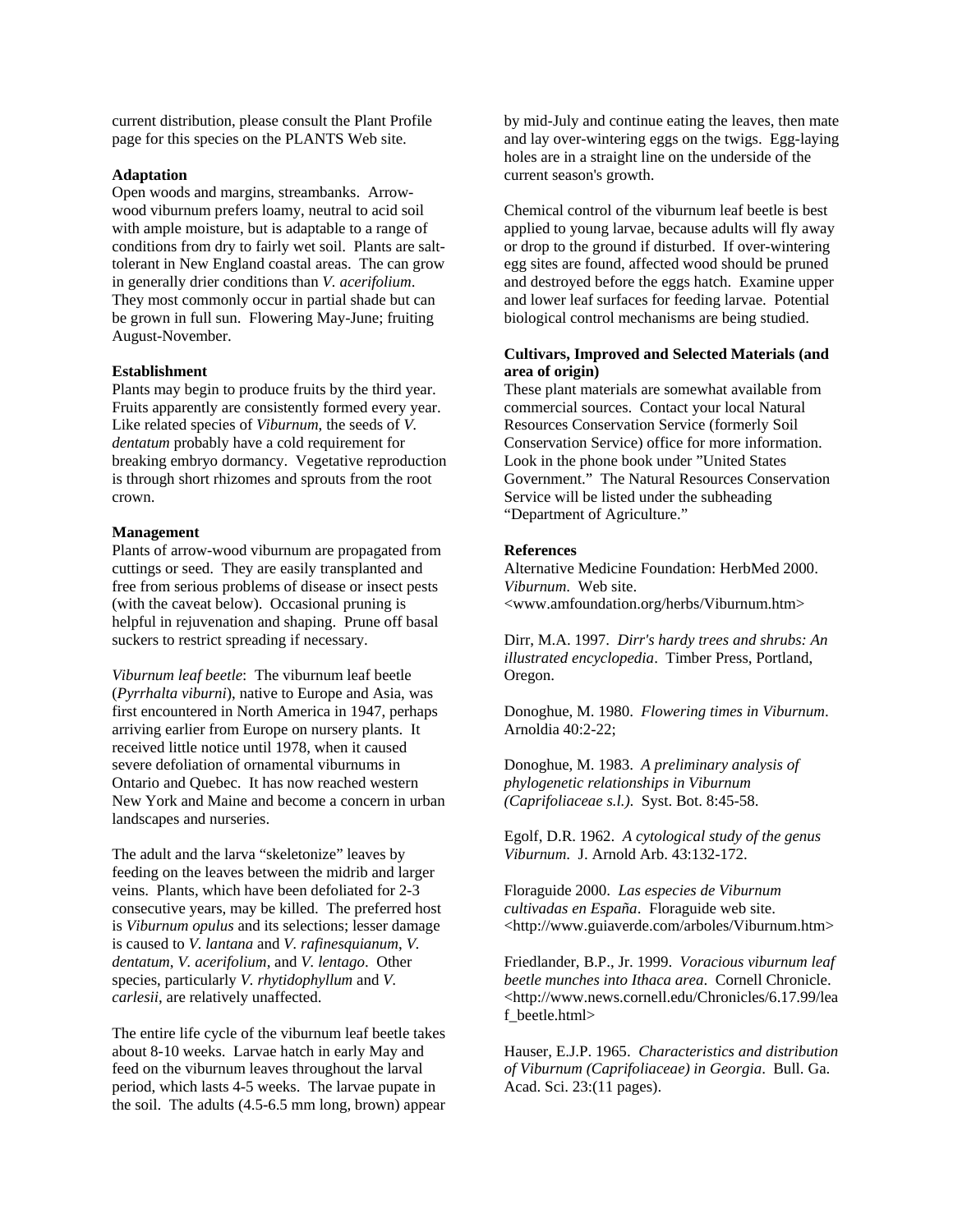current distribution, please consult the Plant Profile page for this species on the PLANTS Web site.

**Adaptation**

Open woods and margins, streambanks. Arrow-wood viburnum prefers loamy, neutral to acid soil with ample moisture, but is adaptable to a range of conditions from dry to fairly wet soil. Plants are salt-tolerant in New England coastal areas. The can grow in generally drier conditions than *V. acerifolium*. They most commonly occur in partial shade but can be grown in full sun. Flowering May-June; fruiting August-November.

**Establishment**

Plants may begin to produce fruits by the third year. Fruits apparently are consistently formed every year. Like related species of *Viburnum*, the seeds of *V. dentatum* probably have a cold requirement for breaking embryo dormancy. Vegetative reproduction is through short rhizomes and sprouts from the root crown.

**Management**

Plants of arrow-wood viburnum are propagated from cuttings or seed. They are easily transplanted and free from serious problems of disease or insect pests (with the caveat below). Occasional pruning is helpful in rejuvenation and shaping. Prune off basal suckers to restrict spreading if necessary.

*Viburnum leaf beetle*: The viburnum leaf beetle (*Pyrrhalta viburni*), native to Europe and Asia, was first encountered in North America in 1947, perhaps arriving earlier from Europe on nursery plants. It received little notice until 1978, when it caused severe defoliation of ornamental viburnums in Ontario and Quebec. It has now reached western New York and Maine and become a concern in urban landscapes and nurseries.

The adult and the larva "skeletonize" leaves by feeding on the leaves between the midrib and larger veins. Plants, which have been defoliated for 2-3 consecutive years, may be killed. The preferred host is *Viburnum opulus* and its selections; lesser damage is caused to *V. lantana* and *V. rafinesquianum*, *V. dentatum*, *V. acerifolium*, and *V. lentago*. Other species, particularly *V. rhytidophyllum* and *V. carlesii*, are relatively unaffected.

The entire life cycle of the viburnum leaf beetle takes about 8-10 weeks. Larvae hatch in early May and feed on the viburnum leaves throughout the larval period, which lasts 4-5 weeks. The larvae pupate in the soil. The adults (4.5-6.5 mm long, brown) appear by mid-July and continue eating the leaves, then mate and lay over-wintering eggs on the twigs. Egg-laying holes are in a straight line on the underside of the current season's growth.

Chemical control of the viburnum leaf beetle is best applied to young larvae, because adults will fly away or drop to the ground if disturbed. If over-wintering egg sites are found, affected wood should be pruned and destroyed before the eggs hatch. Examine upper and lower leaf surfaces for feeding larvae. Potential biological control mechanisms are being studied.

**Cultivars, Improved and Selected Materials (and area of origin)**

These plant materials are somewhat available from commercial sources. Contact your local Natural Resources Conservation Service (formerly Soil Conservation Service) office for more information. Look in the phone book under "United States Government." The Natural Resources Conservation Service will be listed under the subheading "Department of Agriculture."

**References**

Alternative Medicine Foundation: HerbMed 2000. *Viburnum*. Web site. <www.amfoundation.org/herbs/Viburnum.htm>

Dirr, M.A. 1997. *Dirr's hardy trees and shrubs: An illustrated encyclopedia*. Timber Press, Portland, Oregon.

Donoghue, M. 1980. *Flowering times in Viburnum*. Arnoldia 40:2-22;

Donoghue, M. 1983. *A preliminary analysis of phylogenetic relationships in Viburnum (Caprifoliaceae s.l.)*. Syst. Bot. 8:45-58.

Egolf, D.R. 1962. *A cytological study of the genus Viburnum*. J. Arnold Arb. 43:132-172.

Floraguide 2000. *Las especies de Viburnum cultivadas en España*. Floraguide web site. <http://www.guiaverde.com/arboles/Viburnum.htm>

Friedlander, B.P., Jr. 1999. *Voracious viburnum leaf beetle munches into Ithaca area*. Cornell Chronicle. <http://www.news.cornell.edu/Chronicles/6.17.99/leaf_beetle.html>

Hauser, E.J.P. 1965. *Characteristics and distribution of Viburnum (Caprifoliaceae) in Georgia*. Bull. Ga. Acad. Sci. 23:(11 pages).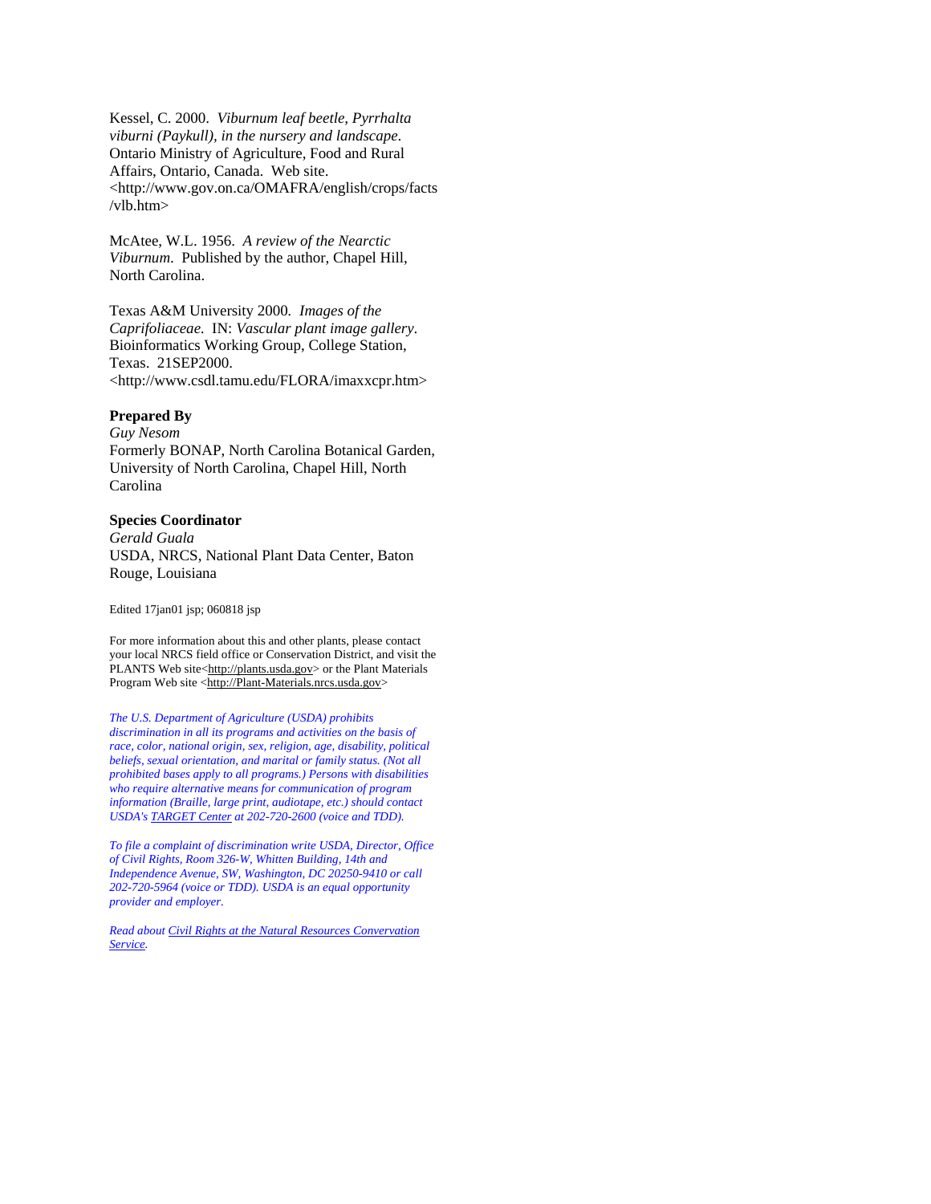Kessel, C. 2000. *Viburnum leaf beetle, Pyrrhalta viburni (Paykull), in the nursery and landscape*. Ontario Ministry of Agriculture, Food and Rural Affairs, Ontario, Canada. Web site. <http://www.gov.on.ca/OMAFRA/english/crops/facts/vlb.htm>

McAtee, W.L. 1956. *A review of the Nearctic Viburnum*. Published by the author, Chapel Hill, North Carolina.

Texas A&M University 2000. *Images of the Caprifoliaceae*. IN: *Vascular plant image gallery*. Bioinformatics Working Group, College Station, Texas. 21SEP2000. <http://www.csdl.tamu.edu/FLORA/imaxxcpr.htm>

**Prepared By**

*Guy Nesom*
Formerly BONAP, North Carolina Botanical Garden, University of North Carolina, Chapel Hill, North Carolina

**Species Coordinator**

*Gerald Guala*
USDA, NRCS, National Plant Data Center, Baton Rouge, Louisiana

Edited 17jan01 jsp; 060818 jsp

For more information about this and other plants, please contact your local NRCS field office or Conservation District, and visit the PLANTS Web site<http://plants.usda.gov> or the Plant Materials Program Web site <http://Plant-Materials.nrcs.usda.gov>

*The U.S. Department of Agriculture (USDA) prohibits discrimination in all its programs and activities on the basis of race, color, national origin, sex, religion, age, disability, political beliefs, sexual orientation, and marital or family status. (Not all prohibited bases apply to all programs.) Persons with disabilities who require alternative means for communication of program information (Braille, large print, audiotape, etc.) should contact USDA's TARGET Center at 202-720-2600 (voice and TDD).*

*To file a complaint of discrimination write USDA, Director, Office of Civil Rights, Room 326-W, Whitten Building, 14th and Independence Avenue, SW, Washington, DC 20250-9410 or call 202-720-5964 (voice or TDD). USDA is an equal opportunity provider and employer.*

*Read about Civil Rights at the Natural Resources Convervation Service.*